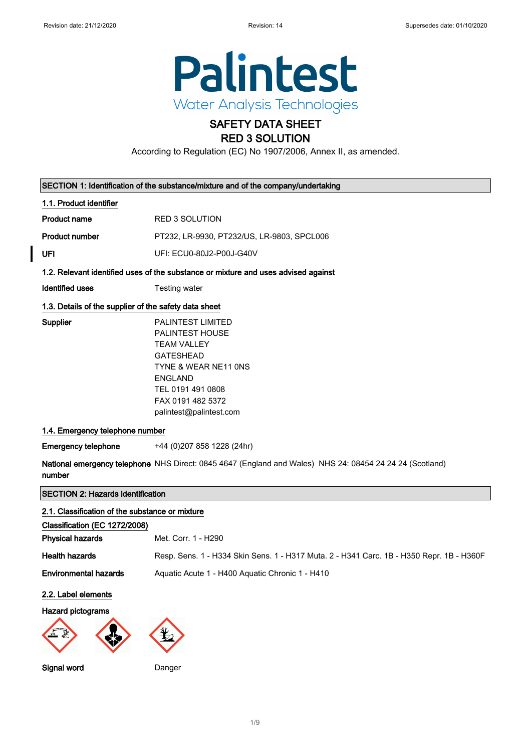Revision date: 21/12/2020 Revision: 14 Supersedes date: 01/10/2020

Palintest
Water Analysis Technologies

# SAFETY DATA SHEET
# RED 3 SOLUTION

According to Regulation (EC) No 1907/2006, Annex II, as amended.

## SECTION 1: Identification of the substance/mixture and of the company/undertaking

### 1.1. Product identifier

**Product name** RED 3 SOLUTION

**Product number** PT232, LR-9930, PT232/US, LR-9803, SPCL006

**UFI** UFI: ECU0-80J2-P00J-G40V

### 1.2. Relevant identified uses of the substance or mixture and uses advised against

**Identified uses** Testing water

### 1.3. Details of the supplier of the safety data sheet

**Supplier**
PALINTEST LIMITED
PALINTEST HOUSE
TEAM VALLEY
GATESHEAD
TYNE & WEAR NE11 0NS
ENGLAND
TEL 0191 491 0808
FAX 0191 482 5372
palintest@palintest.com

### 1.4. Emergency telephone number

**Emergency telephone** +44 (0)207 858 1228 (24hr)

**National emergency telephone number** NHS Direct: 0845 4647 (England and Wales) NHS 24: 08454 24 24 24 (Scotland)

## SECTION 2: Hazards identification

### 2.1. Classification of the substance or mixture

**Classification (EC 1272/2008)**

**Physical hazards** Met. Corr. 1 - H290

**Health hazards** Resp. Sens. 1 - H334 Skin Sens. 1 - H317 Muta. 2 - H341 Carc. 1B - H350 Repr. 1B - H360F

**Environmental hazards** Aquatic Acute 1 - H400 Aquatic Chronic 1 - H410

### 2.2. Label elements

**Hazard pictograms**

**Signal word** Danger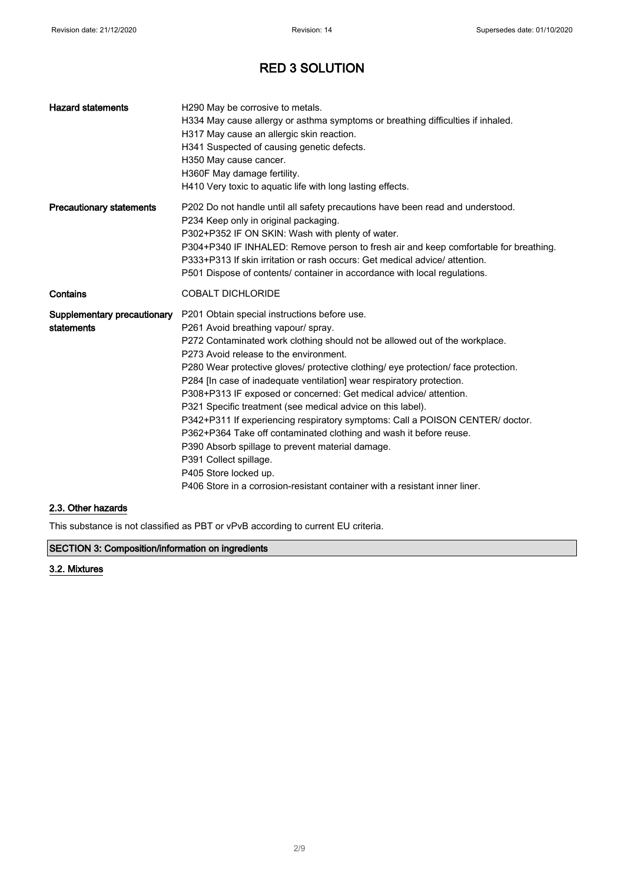| | |
|---|---|
| **Hazard statements** | H290 May be corrosive to metals.<br>H334 May cause allergy or asthma symptoms or breathing difficulties if inhaled.<br>H317 May cause an allergic skin reaction.<br>H341 Suspected of causing genetic defects.<br>H350 May cause cancer.<br>H360F May damage fertility.<br>H410 Very toxic to aquatic life with long lasting effects. |
| **Precautionary statements** | P202 Do not handle until all safety precautions have been read and understood.<br>P234 Keep only in original packaging.<br>P302+P352 IF ON SKIN: Wash with plenty of water.<br>P304+P340 IF INHALED: Remove person to fresh air and keep comfortable for breathing.<br>P333+P313 If skin irritation or rash occurs: Get medical advice/ attention.<br>P501 Dispose of contents/ container in accordance with local regulations. |
| **Contains** | COBALT DICHLORIDE |
| **Supplementary precautionary statements** | P201 Obtain special instructions before use.<br>P261 Avoid breathing vapour/ spray.<br>P272 Contaminated work clothing should not be allowed out of the workplace.<br>P273 Avoid release to the environment.<br>P280 Wear protective gloves/ protective clothing/ eye protection/ face protection.<br>P284 [In case of inadequate ventilation] wear respiratory protection.<br>P308+P313 IF exposed or concerned: Get medical advice/ attention.<br>P321 Specific treatment (see medical advice on this label).<br>P342+P311 If experiencing respiratory symptoms: Call a POISON CENTER/ doctor.<br>P362+P364 Take off contaminated clothing and wash it before reuse.<br>P390 Absorb spillage to prevent material damage.<br>P391 Collect spillage.<br>P405 Store locked up.<br>P406 Store in a corrosion-resistant container with a resistant inner liner. |

### 2.3. Other hazards

This substance is not classified as PBT or vPvB according to current EU criteria.

## SECTION 3: Composition/information on ingredients

### 3.2. Mixtures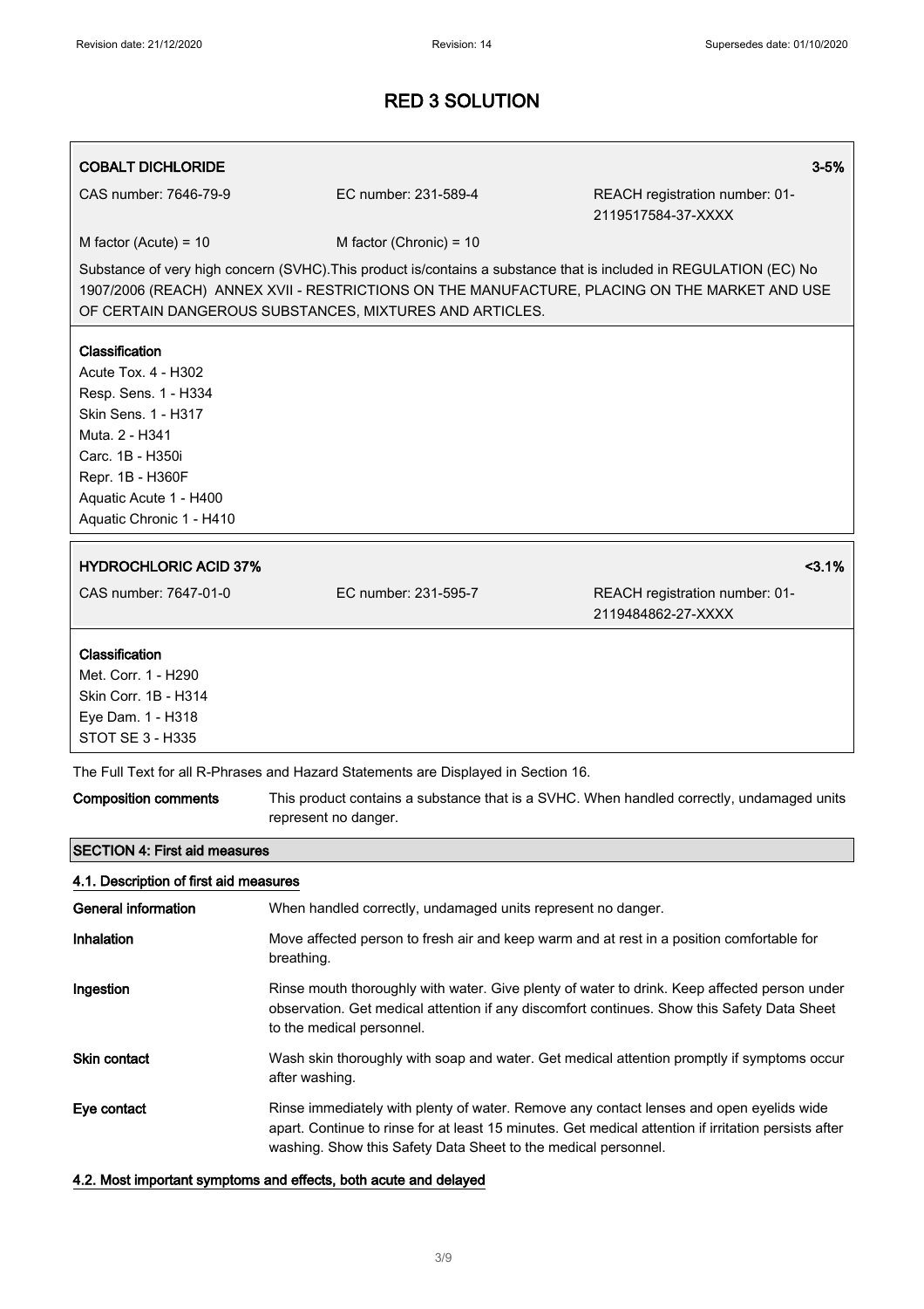# RED 3 SOLUTION

**COBALT DICHLORIDE** 3-5%

| CAS number: 7646-79-9 | EC number: 231-589-4 | REACH registration number: 01-2119517584-37-XXXX |
|---|---|---|
| M factor (Acute) = 10 | M factor (Chronic) = 10 | |

Substance of very high concern (SVHC).This product is/contains a substance that is included in REGULATION (EC) No 1907/2006 (REACH) ANNEX XVII - RESTRICTIONS ON THE MANUFACTURE, PLACING ON THE MARKET AND USE OF CERTAIN DANGEROUS SUBSTANCES, MIXTURES AND ARTICLES.

**Classification**

Acute Tox. 4 - H302
Resp. Sens. 1 - H334
Skin Sens. 1 - H317
Muta. 2 - H341
Carc. 1B - H350i
Repr. 1B - H360F
Aquatic Acute 1 - H400
Aquatic Chronic 1 - H410

**HYDROCHLORIC ACID 37%** <3.1%

| CAS number: 7647-01-0 | EC number: 231-595-7 | REACH registration number: 01-2119484862-27-XXXX |
|---|---|---|

**Classification**

Met. Corr. 1 - H290
Skin Corr. 1B - H314
Eye Dam. 1 - H318
STOT SE 3 - H335

The Full Text for all R-Phrases and Hazard Statements are Displayed in Section 16.

**Composition comments** This product contains a substance that is a SVHC. When handled correctly, undamaged units represent no danger.

## SECTION 4: First aid measures

### 4.1. Description of first aid measures

**General information** When handled correctly, undamaged units represent no danger.

**Inhalation** Move affected person to fresh air and keep warm and at rest in a position comfortable for breathing.

**Ingestion** Rinse mouth thoroughly with water. Give plenty of water to drink. Keep affected person under observation. Get medical attention if any discomfort continues. Show this Safety Data Sheet to the medical personnel.

**Skin contact** Wash skin thoroughly with soap and water. Get medical attention promptly if symptoms occur after washing.

**Eye contact** Rinse immediately with plenty of water. Remove any contact lenses and open eyelids wide apart. Continue to rinse for at least 15 minutes. Get medical attention if irritation persists after washing. Show this Safety Data Sheet to the medical personnel.

### 4.2. Most important symptoms and effects, both acute and delayed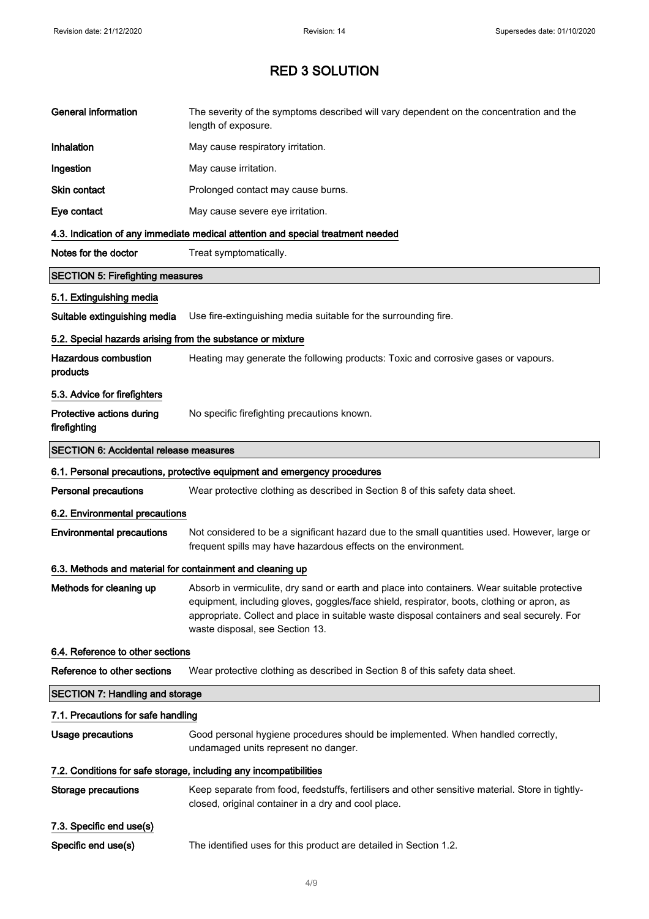| | |
|---|---|
| **General information** | The severity of the symptoms described will vary dependent on the concentration and the length of exposure. |
| **Inhalation** | May cause respiratory irritation. |
| **Ingestion** | May cause irritation. |
| **Skin contact** | Prolonged contact may cause burns. |
| **Eye contact** | May cause severe eye irritation. |

### 4.3. Indication of any immediate medical attention and special treatment needed

| | |
|---|---|
| **Notes for the doctor** | Treat symptomatically. |

## SECTION 5: Firefighting measures

### 5.1. Extinguishing media

| | |
|---|---|
| **Suitable extinguishing media** | Use fire-extinguishing media suitable for the surrounding fire. |

### 5.2. Special hazards arising from the substance or mixture

| | |
|---|---|
| **Hazardous combustion products** | Heating may generate the following products: Toxic and corrosive gases or vapours. |

### 5.3. Advice for firefighters

| | |
|---|---|
| **Protective actions during firefighting** | No specific firefighting precautions known. |

## SECTION 6: Accidental release measures

### 6.1. Personal precautions, protective equipment and emergency procedures

| | |
|---|---|
| **Personal precautions** | Wear protective clothing as described in Section 8 of this safety data sheet. |

### 6.2. Environmental precautions

| | |
|---|---|
| **Environmental precautions** | Not considered to be a significant hazard due to the small quantities used. However, large or frequent spills may have hazardous effects on the environment. |

### 6.3. Methods and material for containment and cleaning up

| | |
|---|---|
| **Methods for cleaning up** | Absorb in vermiculite, dry sand or earth and place into containers. Wear suitable protective equipment, including gloves, goggles/face shield, respirator, boots, clothing or apron, as appropriate. Collect and place in suitable waste disposal containers and seal securely. For waste disposal, see Section 13. |

### 6.4. Reference to other sections

| | |
|---|---|
| **Reference to other sections** | Wear protective clothing as described in Section 8 of this safety data sheet. |

## SECTION 7: Handling and storage

### 7.1. Precautions for safe handling

| | |
|---|---|
| **Usage precautions** | Good personal hygiene procedures should be implemented. When handled correctly, undamaged units represent no danger. |

### 7.2. Conditions for safe storage, including any incompatibilities

| | |
|---|---|
| **Storage precautions** | Keep separate from food, feedstuffs, fertilisers and other sensitive material. Store in tightly-closed, original container in a dry and cool place. |

### 7.3. Specific end use(s)

| | |
|---|---|
| **Specific end use(s)** | The identified uses for this product are detailed in Section 1.2. |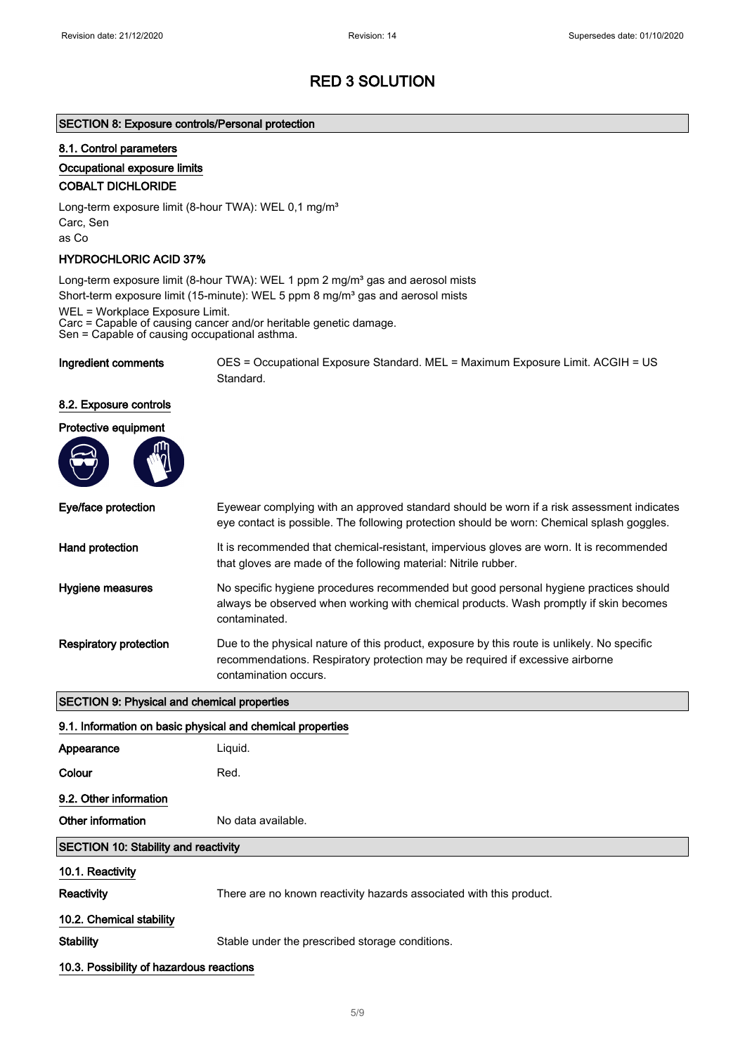# RED 3 SOLUTION

## SECTION 8: Exposure controls/Personal protection

### 8.1. Control parameters

#### Occupational exposure limits

**COBALT DICHLORIDE**

Long-term exposure limit (8-hour TWA): WEL 0,1 mg/m³
Carc, Sen
as Co

**HYDROCHLORIC ACID 37%**

Long-term exposure limit (8-hour TWA): WEL 1 ppm 2 mg/m³ gas and aerosol mists
Short-term exposure limit (15-minute): WEL 5 ppm 8 mg/m³ gas and aerosol mists
WEL = Workplace Exposure Limit.
Carc = Capable of causing cancer and/or heritable genetic damage.
Sen = Capable of causing occupational asthma.

**Ingredient comments** OES = Occupational Exposure Standard. MEL = Maximum Exposure Limit. ACGIH = US Standard.

### 8.2. Exposure controls

#### Protective equipment

**Eye/face protection** Eyewear complying with an approved standard should be worn if a risk assessment indicates eye contact is possible. The following protection should be worn: Chemical splash goggles.

**Hand protection** It is recommended that chemical-resistant, impervious gloves are worn. It is recommended that gloves are made of the following material: Nitrile rubber.

**Hygiene measures** No specific hygiene procedures recommended but good personal hygiene practices should always be observed when working with chemical products. Wash promptly if skin becomes contaminated.

**Respiratory protection** Due to the physical nature of this product, exposure by this route is unlikely. No specific recommendations. Respiratory protection may be required if excessive airborne contamination occurs.

## SECTION 9: Physical and chemical properties

### 9.1. Information on basic physical and chemical properties

**Appearance** Liquid.

**Colour** Red.

### 9.2. Other information

**Other information** No data available.

## SECTION 10: Stability and reactivity

### 10.1. Reactivity

**Reactivity** There are no known reactivity hazards associated with this product.

### 10.2. Chemical stability

**Stability** Stable under the prescribed storage conditions.

### 10.3. Possibility of hazardous reactions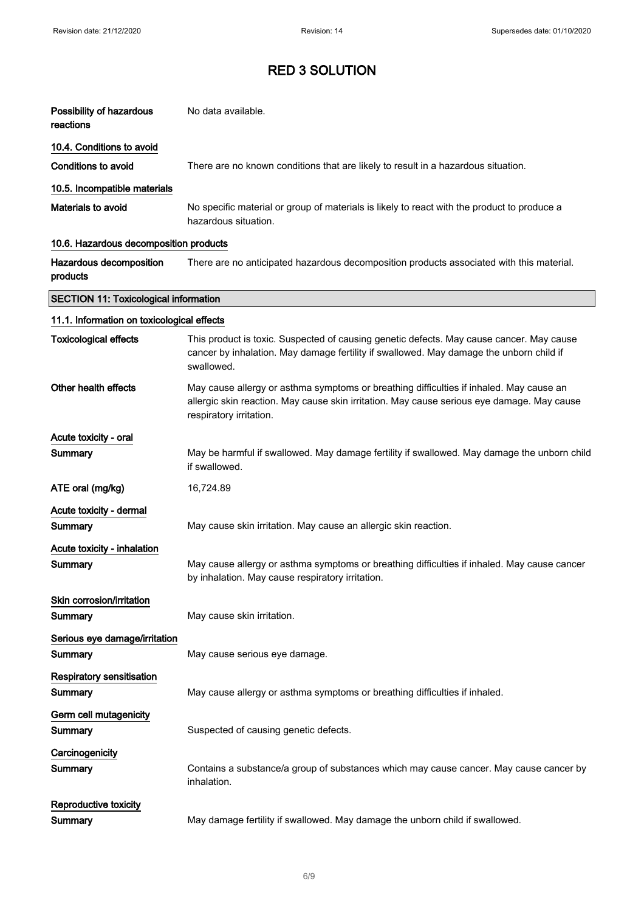# RED 3 SOLUTION

**Possibility of hazardous reactions** No data available.

### 10.4. Conditions to avoid

**Conditions to avoid** There are no known conditions that are likely to result in a hazardous situation.

### 10.5. Incompatible materials

**Materials to avoid** No specific material or group of materials is likely to react with the product to produce a hazardous situation.

### 10.6. Hazardous decomposition products

**Hazardous decomposition products** There are no anticipated hazardous decomposition products associated with this material.

## SECTION 11: Toxicological information

### 11.1. Information on toxicological effects

**Toxicological effects** This product is toxic. Suspected of causing genetic defects. May cause cancer. May cause cancer by inhalation. May damage fertility if swallowed. May damage the unborn child if swallowed.

**Other health effects** May cause allergy or asthma symptoms or breathing difficulties if inhaled. May cause an allergic skin reaction. May cause skin irritation. May cause serious eye damage. May cause respiratory irritation.

**Acute toxicity - oral**

**Summary** May be harmful if swallowed. May damage fertility if swallowed. May damage the unborn child if swallowed.

**ATE oral (mg/kg)** 16,724.89

**Acute toxicity - dermal**

**Summary** May cause skin irritation. May cause an allergic skin reaction.

**Acute toxicity - inhalation**

**Summary** May cause allergy or asthma symptoms or breathing difficulties if inhaled. May cause cancer by inhalation. May cause respiratory irritation.

**Skin corrosion/irritation**

**Summary** May cause skin irritation.

**Serious eye damage/irritation**

**Summary** May cause serious eye damage.

**Respiratory sensitisation**

**Summary** May cause allergy or asthma symptoms or breathing difficulties if inhaled.

**Germ cell mutagenicity**

**Summary** Suspected of causing genetic defects.

**Carcinogenicity**

**Summary** Contains a substance/a group of substances which may cause cancer. May cause cancer by inhalation.

**Reproductive toxicity**

**Summary** May damage fertility if swallowed. May damage the unborn child if swallowed.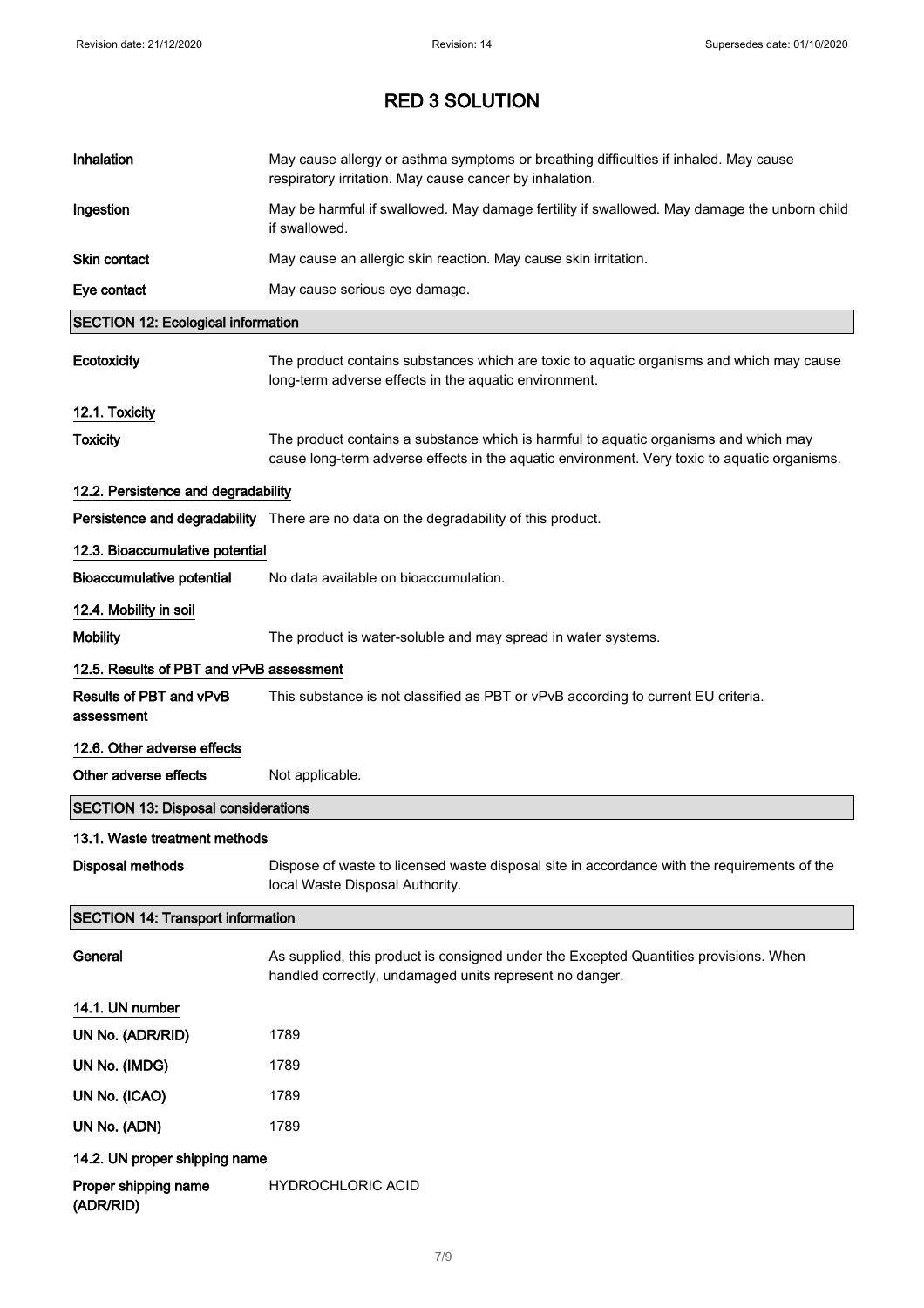# RED 3 SOLUTION

| | |
|---|---|
| **Inhalation** | May cause allergy or asthma symptoms or breathing difficulties if inhaled. May cause respiratory irritation. May cause cancer by inhalation. |
| **Ingestion** | May be harmful if swallowed. May damage fertility if swallowed. May damage the unborn child if swallowed. |
| **Skin contact** | May cause an allergic skin reaction. May cause skin irritation. |
| **Eye contact** | May cause serious eye damage. |

## SECTION 12: Ecological information

**Ecotoxicity** The product contains substances which are toxic to aquatic organisms and which may cause long-term adverse effects in the aquatic environment.

### 12.1. Toxicity

**Toxicity** The product contains a substance which is harmful to aquatic organisms and which may cause long-term adverse effects in the aquatic environment. Very toxic to aquatic organisms.

### 12.2. Persistence and degradability

**Persistence and degradability** There are no data on the degradability of this product.

### 12.3. Bioaccumulative potential

**Bioaccumulative potential** No data available on bioaccumulation.

### 12.4. Mobility in soil

**Mobility** The product is water-soluble and may spread in water systems.

### 12.5. Results of PBT and vPvB assessment

**Results of PBT and vPvB assessment** This substance is not classified as PBT or vPvB according to current EU criteria.

### 12.6. Other adverse effects

**Other adverse effects** Not applicable.

## SECTION 13: Disposal considerations

### 13.1. Waste treatment methods

**Disposal methods** Dispose of waste to licensed waste disposal site in accordance with the requirements of the local Waste Disposal Authority.

## SECTION 14: Transport information

**General** As supplied, this product is consigned under the Excepted Quantities provisions. When handled correctly, undamaged units represent no danger.

### 14.1. UN number

| | |
|---|---|
| **UN No. (ADR/RID)** | 1789 |
| **UN No. (IMDG)** | 1789 |
| **UN No. (ICAO)** | 1789 |
| **UN No. (ADN)** | 1789 |

### 14.2. UN proper shipping name

**Proper shipping name (ADR/RID)** HYDROCHLORIC ACID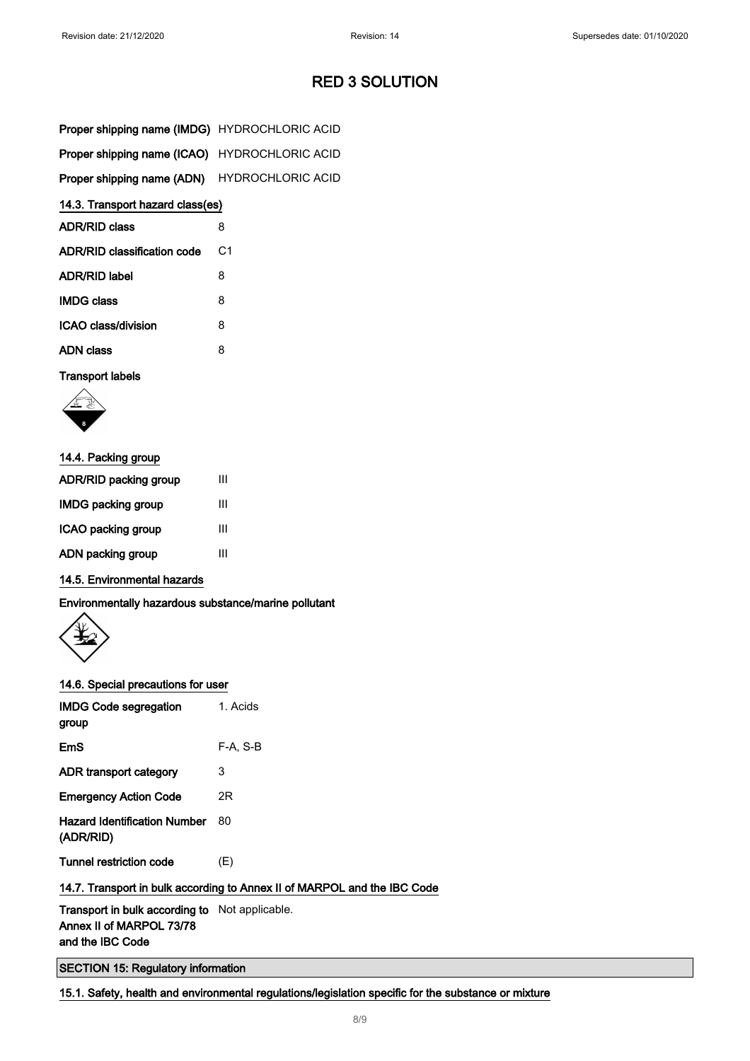# RED 3 SOLUTION

| | |
|---|---|
| **Proper shipping name (IMDG)** | HYDROCHLORIC ACID |
| **Proper shipping name (ICAO)** | HYDROCHLORIC ACID |
| **Proper shipping name (ADN)** | HYDROCHLORIC ACID |

### 14.3. Transport hazard class(es)

| | |
|---|---|
| **ADR/RID class** | 8 |
| **ADR/RID classification code** | C1 |
| **ADR/RID label** | 8 |
| **IMDG class** | 8 |
| **ICAO class/division** | 8 |
| **ADN class** | 8 |

**Transport labels**

### 14.4. Packing group

| | |
|---|---|
| **ADR/RID packing group** | III |
| **IMDG packing group** | III |
| **ICAO packing group** | III |
| **ADN packing group** | III |

### 14.5. Environmental hazards

**Environmentally hazardous substance/marine pollutant**

### 14.6. Special precautions for user

| | |
|---|---|
| **IMDG Code segregation group** | 1. Acids |
| **EmS** | F-A, S-B |
| **ADR transport category** | 3 |
| **Emergency Action Code** | 2R |
| **Hazard Identification Number (ADR/RID)** | 80 |
| **Tunnel restriction code** | (E) |

### 14.7. Transport in bulk according to Annex II of MARPOL and the IBC Code

| | |
|---|---|
| **Transport in bulk according to Annex II of MARPOL 73/78 and the IBC Code** | Not applicable. |

## SECTION 15: Regulatory information

### 15.1. Safety, health and environmental regulations/legislation specific for the substance or mixture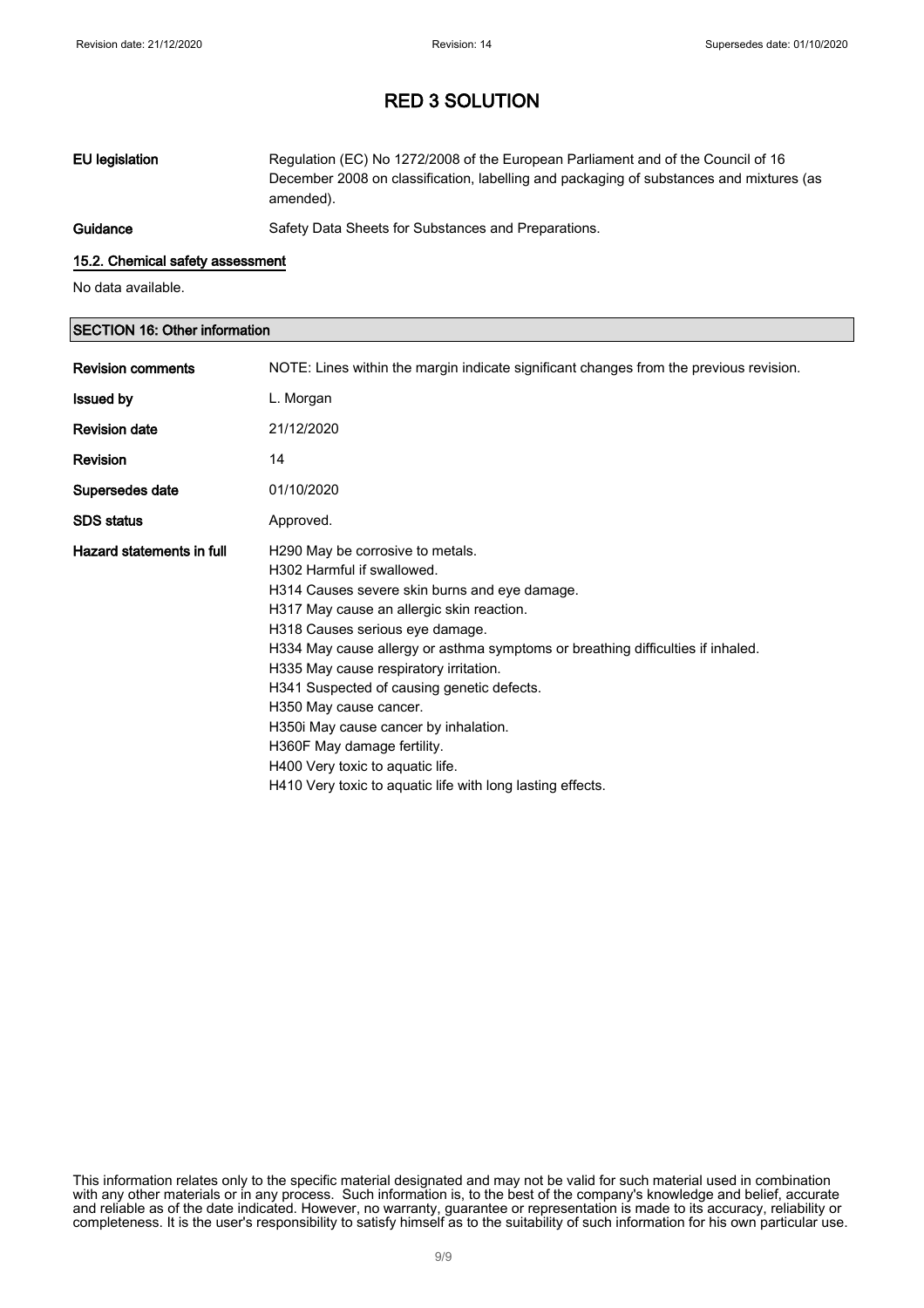# RED 3 SOLUTION

| | |
|---|---|
| **EU legislation** | Regulation (EC) No 1272/2008 of the European Parliament and of the Council of 16 December 2008 on classification, labelling and packaging of substances and mixtures (as amended). |
| **Guidance** | Safety Data Sheets for Substances and Preparations. |

### 15.2. Chemical safety assessment

No data available.

## SECTION 16: Other information

| | |
|---|---|
| **Revision comments** | NOTE: Lines within the margin indicate significant changes from the previous revision. |
| **Issued by** | L. Morgan |
| **Revision date** | 21/12/2020 |
| **Revision** | 14 |
| **Supersedes date** | 01/10/2020 |
| **SDS status** | Approved. |
| **Hazard statements in full** | H290 May be corrosive to metals.<br>H302 Harmful if swallowed.<br>H314 Causes severe skin burns and eye damage.<br>H317 May cause an allergic skin reaction.<br>H318 Causes serious eye damage.<br>H334 May cause allergy or asthma symptoms or breathing difficulties if inhaled.<br>H335 May cause respiratory irritation.<br>H341 Suspected of causing genetic defects.<br>H350 May cause cancer.<br>H350i May cause cancer by inhalation.<br>H360F May damage fertility.<br>H400 Very toxic to aquatic life.<br>H410 Very toxic to aquatic life with long lasting effects. |

This information relates only to the specific material designated and may not be valid for such material used in combination with any other materials or in any process. Such information is, to the best of the company's knowledge and belief, accurate and reliable as of the date indicated. However, no warranty, guarantee or representation is made to its accuracy, reliability or completeness. It is the user's responsibility to satisfy himself as to the suitability of such information for his own particular use.